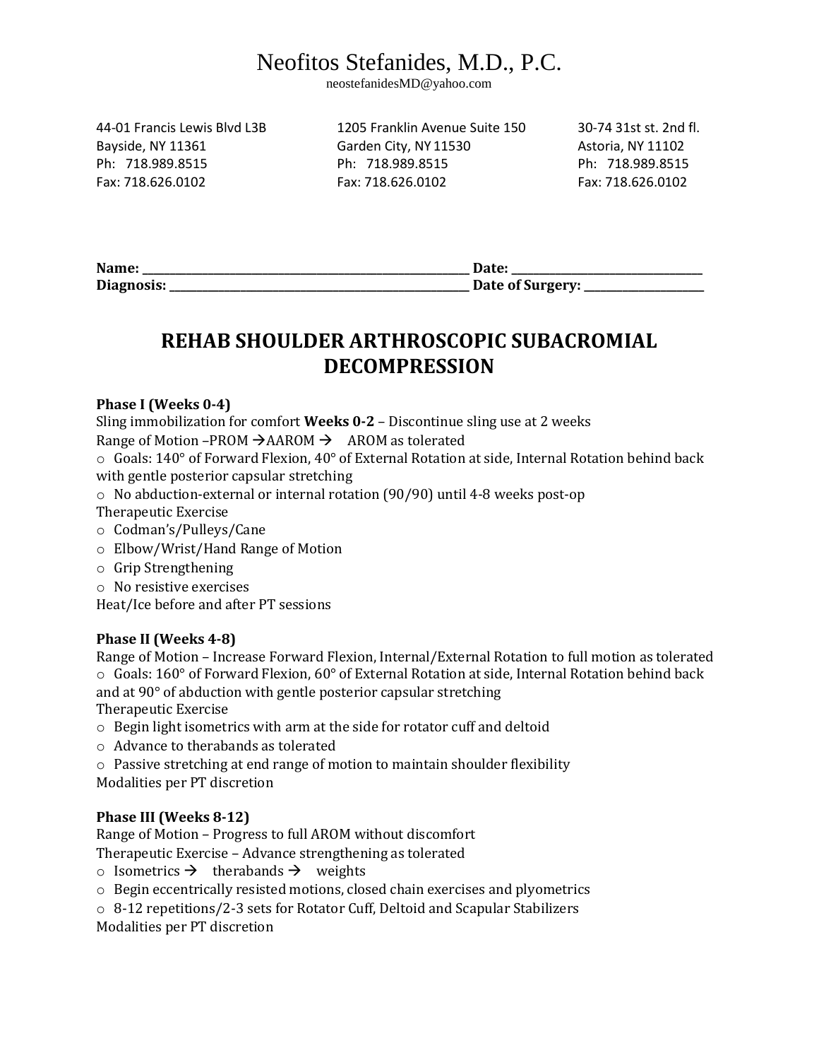# Neofitos Stefanides, M.D., P.C.

neostefanidesMD@yahoo.com

44-01 Francis Lewis Blvd L3B
Bayside, NY 11361
Ph: 718.989.8515
Fax: 718.626.0102

1205 Franklin Avenue Suite 150
Garden City, NY 11530
Ph: 718.989.8515
Fax: 718.626.0102

30-74 31st st. 2nd fl.
Astoria, NY 11102
Ph: 718.989.8515
Fax: 718.626.0102

**Name: ______________________________ Date: ____________________**
**Diagnosis: ___________________________ Date of Surgery: _____________**

## REHAB SHOULDER ARTHROSCOPIC SUBACROMIAL DECOMPRESSION

**Phase I (Weeks 0-4)**

Sling immobilization for comfort **Weeks 0-2** – Discontinue sling use at 2 weeks

Range of Motion –PROM → AAROM → AROM as tolerated

- Goals: 140° of Forward Flexion, 40° of External Rotation at side, Internal Rotation behind back with gentle posterior capsular stretching
- No abduction-external or internal rotation (90/90) until 4-8 weeks post-op

Therapeutic Exercise

- Codman's/Pulleys/Cane
- Elbow/Wrist/Hand Range of Motion
- Grip Strengthening
- No resistive exercises

Heat/Ice before and after PT sessions

**Phase II (Weeks 4-8)**

Range of Motion – Increase Forward Flexion, Internal/External Rotation to full motion as tolerated

- Goals: 160° of Forward Flexion, 60° of External Rotation at side, Internal Rotation behind back and at 90° of abduction with gentle posterior capsular stretching

Therapeutic Exercise

- Begin light isometrics with arm at the side for rotator cuff and deltoid
- Advance to therabands as tolerated
- Passive stretching at end range of motion to maintain shoulder flexibility

Modalities per PT discretion

**Phase III (Weeks 8-12)**

Range of Motion – Progress to full AROM without discomfort

Therapeutic Exercise – Advance strengthening as tolerated

- Isometrics → therabands → weights
- Begin eccentrically resisted motions, closed chain exercises and plyometrics
- 8-12 repetitions/2-3 sets for Rotator Cuff, Deltoid and Scapular Stabilizers

Modalities per PT discretion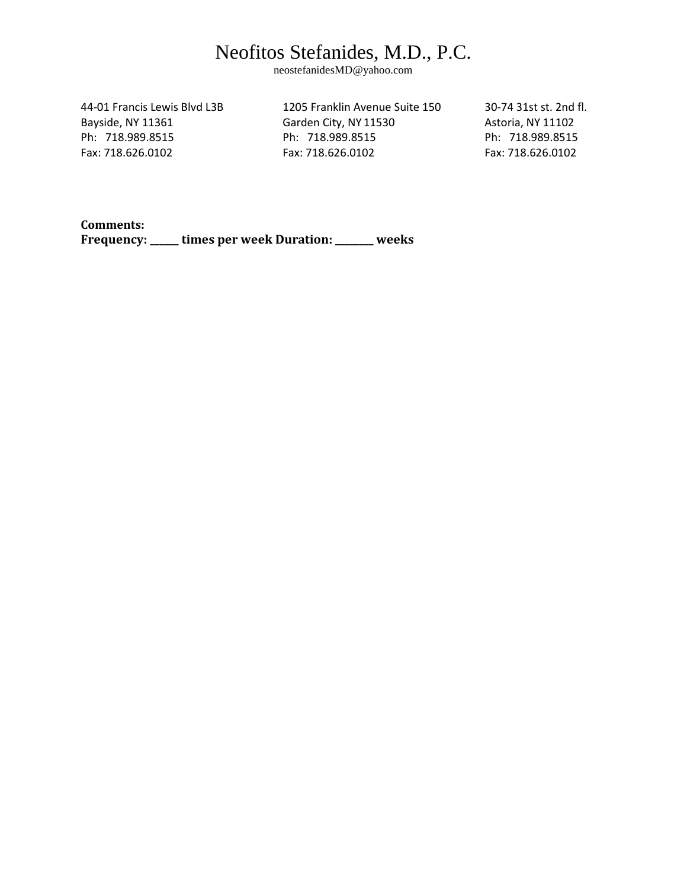# Neofitos Stefanides, M.D., P.C.

neostefanidesMD@yahoo.com

44-01 Francis Lewis Blvd L3B
Bayside, NY 11361
Ph: 718.989.8515
Fax: 718.626.0102

1205 Franklin Avenue Suite 150
Garden City, NY 11530
Ph: 718.989.8515
Fax: 718.626.0102

30-74 31st st. 2nd fl.
Astoria, NY 11102
Ph: 718.989.8515
Fax: 718.626.0102

**Comments:**
**Frequency: _____ times per week Duration: _______ weeks**